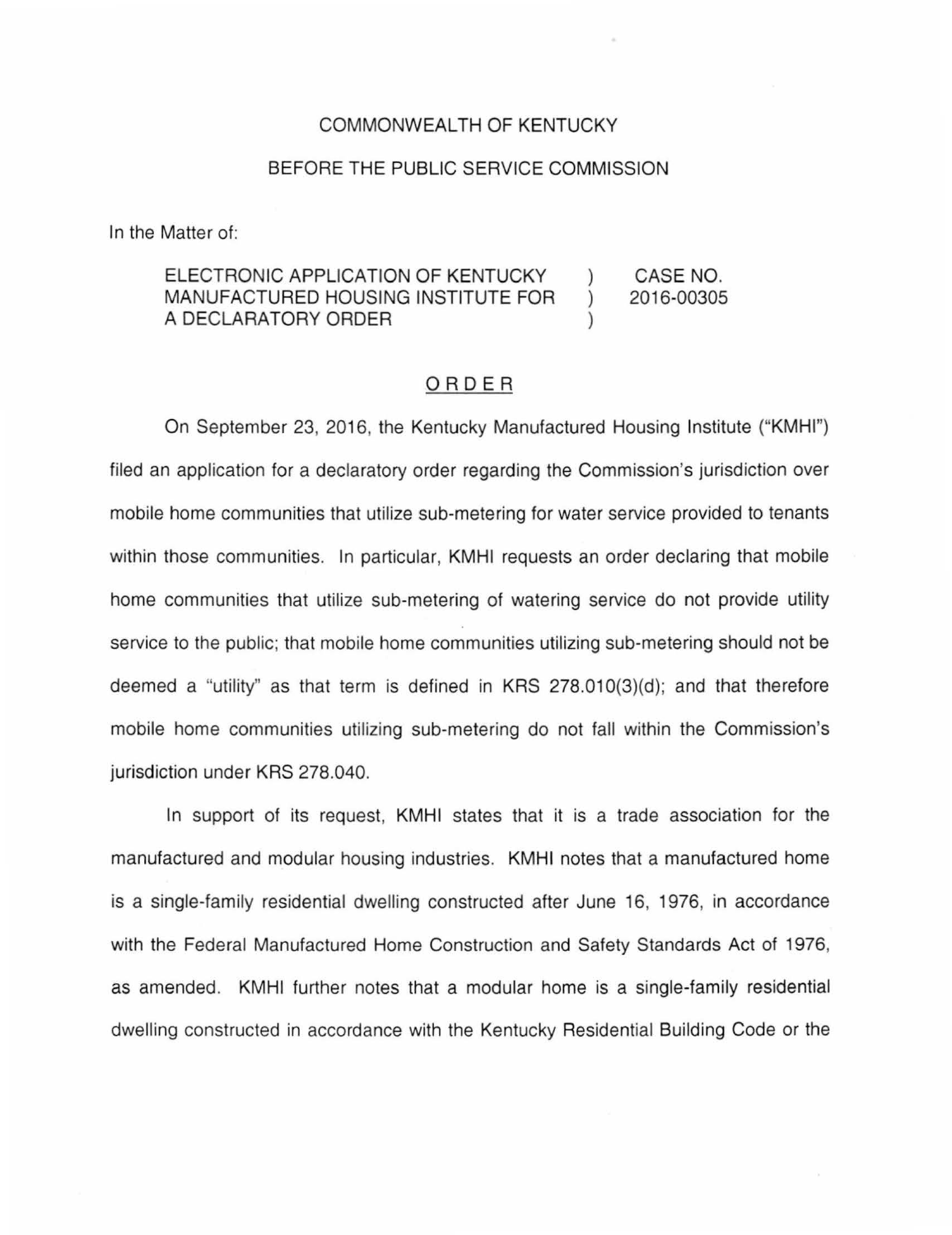COMMONWEALTH OF KENTUCKY

BEFORE THE PUBLIC SERVICE COMMISSION

In the Matter of:

| | | |
|---|---|---|
| ELECTRONIC APPLICATION OF KENTUCKY MANUFACTURED HOUSING INSTITUTE FOR A DECLARATORY ORDER | ) ) ) | CASE NO. 2016-00305 |

ORDER

On September 23, 2016, the Kentucky Manufactured Housing Institute ("KMHI") filed an application for a declaratory order regarding the Commission's jurisdiction over mobile home communities that utilize sub-metering for water service provided to tenants within those communities. In particular, KMHI requests an order declaring that mobile home communities that utilize sub-metering of watering service do not provide utility service to the public; that mobile home communities utilizing sub-metering should not be deemed a "utility" as that term is defined in KRS 278.010(3)(d); and that therefore mobile home communities utilizing sub-metering do not fall within the Commission's jurisdiction under KRS 278.040.

In support of its request, KMHI states that it is a trade association for the manufactured and modular housing industries. KMHI notes that a manufactured home is a single-family residential dwelling constructed after June 16, 1976, in accordance with the Federal Manufactured Home Construction and Safety Standards Act of 1976, as amended. KMHI further notes that a modular home is a single-family residential dwelling constructed in accordance with the Kentucky Residential Building Code or the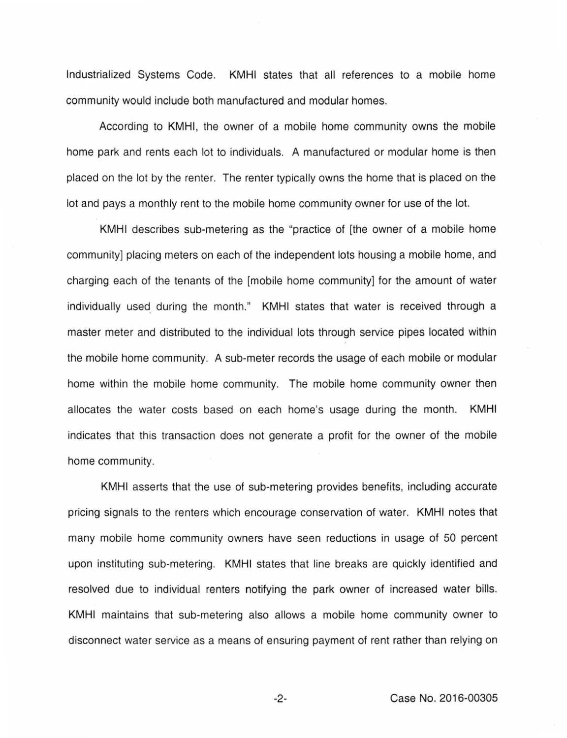Industrialized Systems Code. KMHI states that all references to a mobile home community would include both manufactured and modular homes.

According to KMHI, the owner of a mobile home community owns the mobile home park and rents each lot to individuals. A manufactured or modular home is then placed on the lot by the renter. The renter typically owns the home that is placed on the lot and pays a monthly rent to the mobile home community owner for use of the lot.

KMHI describes sub-metering as the "practice of [the owner of a mobile home community] placing meters on each of the independent lots housing a mobile home, and charging each of the tenants of the [mobile home community] for the amount of water individually used during the month." KMHI states that water is received through a master meter and distributed to the individual lots through service pipes located within the mobile home community. A sub-meter records the usage of each mobile or modular home within the mobile home community. The mobile home community owner then allocates the water costs based on each home's usage during the month. KMHI indicates that this transaction does not generate a profit for the owner of the mobile home community.

KMHI asserts that the use of sub-metering provides benefits, including accurate pricing signals to the renters which encourage conservation of water. KMHI notes that many mobile home community owners have seen reductions in usage of 50 percent upon instituting sub-metering. KMHI states that line breaks are quickly identified and resolved due to individual renters notifying the park owner of increased water bills. KMHI maintains that sub-metering also allows a mobile home community owner to disconnect water service as a means of ensuring payment of rent rather than relying on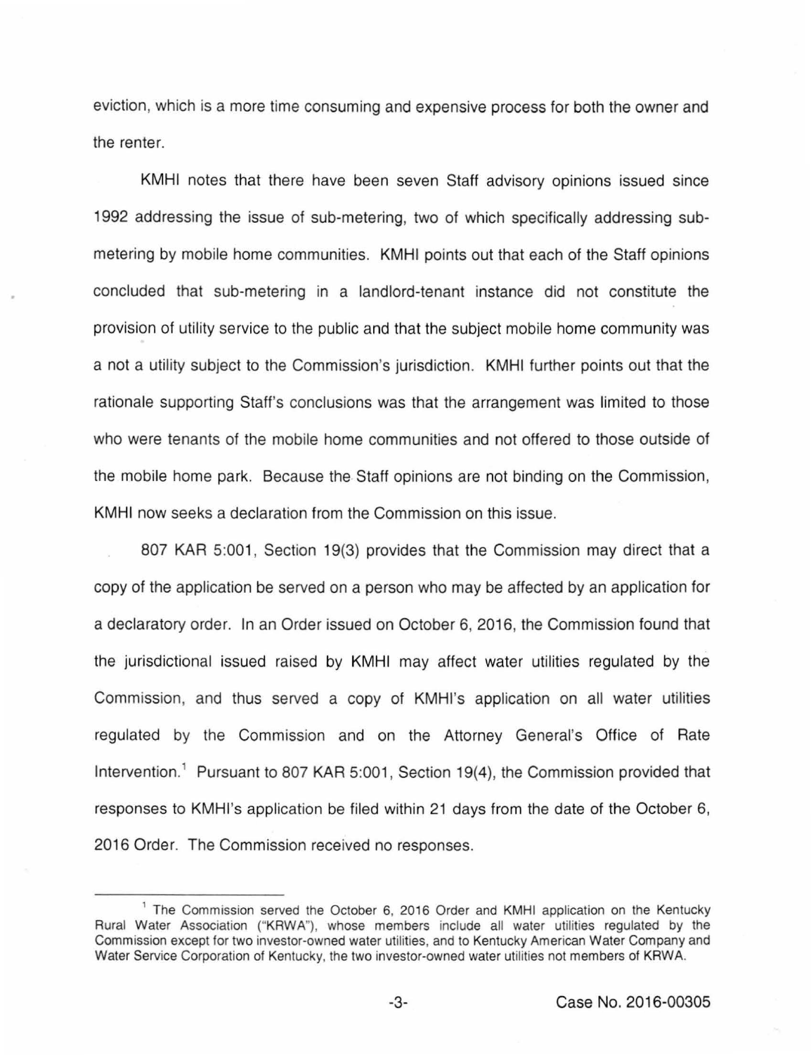eviction, which is a more time consuming and expensive process for both the owner and the renter.

KMHI notes that there have been seven Staff advisory opinions issued since 1992 addressing the issue of sub-metering, two of which specifically addressing sub-metering by mobile home communities. KMHI points out that each of the Staff opinions concluded that sub-metering in a landlord-tenant instance did not constitute the provision of utility service to the public and that the subject mobile home community was a not a utility subject to the Commission's jurisdiction. KMHI further points out that the rationale supporting Staff's conclusions was that the arrangement was limited to those who were tenants of the mobile home communities and not offered to those outside of the mobile home park. Because the Staff opinions are not binding on the Commission, KMHI now seeks a declaration from the Commission on this issue.

807 KAR 5:001, Section 19(3) provides that the Commission may direct that a copy of the application be served on a person who may be affected by an application for a declaratory order. In an Order issued on October 6, 2016, the Commission found that the jurisdictional issued raised by KMHI may affect water utilities regulated by the Commission, and thus served a copy of KMHI's application on all water utilities regulated by the Commission and on the Attorney General's Office of Rate Intervention.[1] Pursuant to 807 KAR 5:001, Section 19(4), the Commission provided that responses to KMHI's application be filed within 21 days from the date of the October 6, 2016 Order. The Commission received no responses.

[1] The Commission served the October 6, 2016 Order and KMHI application on the Kentucky Rural Water Association ("KRWA"), whose members include all water utilities regulated by the Commission except for two investor-owned water utilities, and to Kentucky American Water Company and Water Service Corporation of Kentucky, the two investor-owned water utilities not members of KRWA.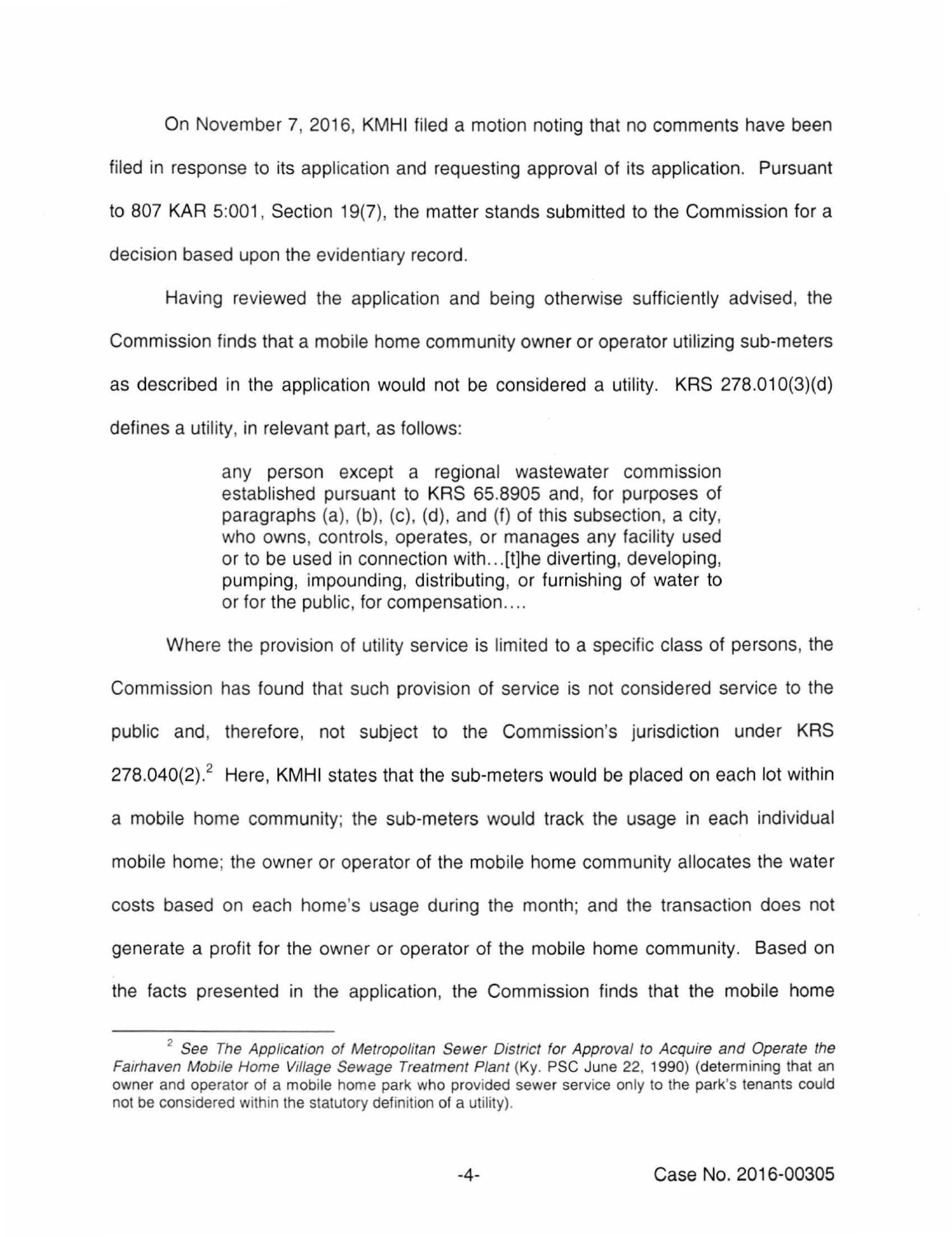On November 7, 2016, KMHI filed a motion noting that no comments have been filed in response to its application and requesting approval of its application. Pursuant to 807 KAR 5:001, Section 19(7), the matter stands submitted to the Commission for a decision based upon the evidentiary record.

Having reviewed the application and being otherwise sufficiently advised, the Commission finds that a mobile home community owner or operator utilizing sub-meters as described in the application would not be considered a utility. KRS 278.010(3)(d) defines a utility, in relevant part, as follows:

> any person except a regional wastewater commission established pursuant to KRS 65.8905 and, for purposes of paragraphs (a), (b), (c), (d), and (f) of this subsection, a city, who owns, controls, operates, or manages any facility used or to be used in connection with...[t]he diverting, developing, pumping, impounding, distributing, or furnishing of water to or for the public, for compensation....

Where the provision of utility service is limited to a specific class of persons, the Commission has found that such provision of service is not considered service to the public and, therefore, not subject to the Commission's jurisdiction under KRS 278.040(2).[2] Here, KMHI states that the sub-meters would be placed on each lot within a mobile home community; the sub-meters would track the usage in each individual mobile home; the owner or operator of the mobile home community allocates the water costs based on each home's usage during the month; and the transaction does not generate a profit for the owner or operator of the mobile home community. Based on the facts presented in the application, the Commission finds that the mobile home

---

[2] See *The Application of Metropolitan Sewer District for Approval to Acquire and Operate the Fairhaven Mobile Home Village Sewage Treatment Plant* (Ky. PSC June 22, 1990) (determining that an owner and operator of a mobile home park who provided sewer service only to the park's tenants could not be considered within the statutory definition of a utility).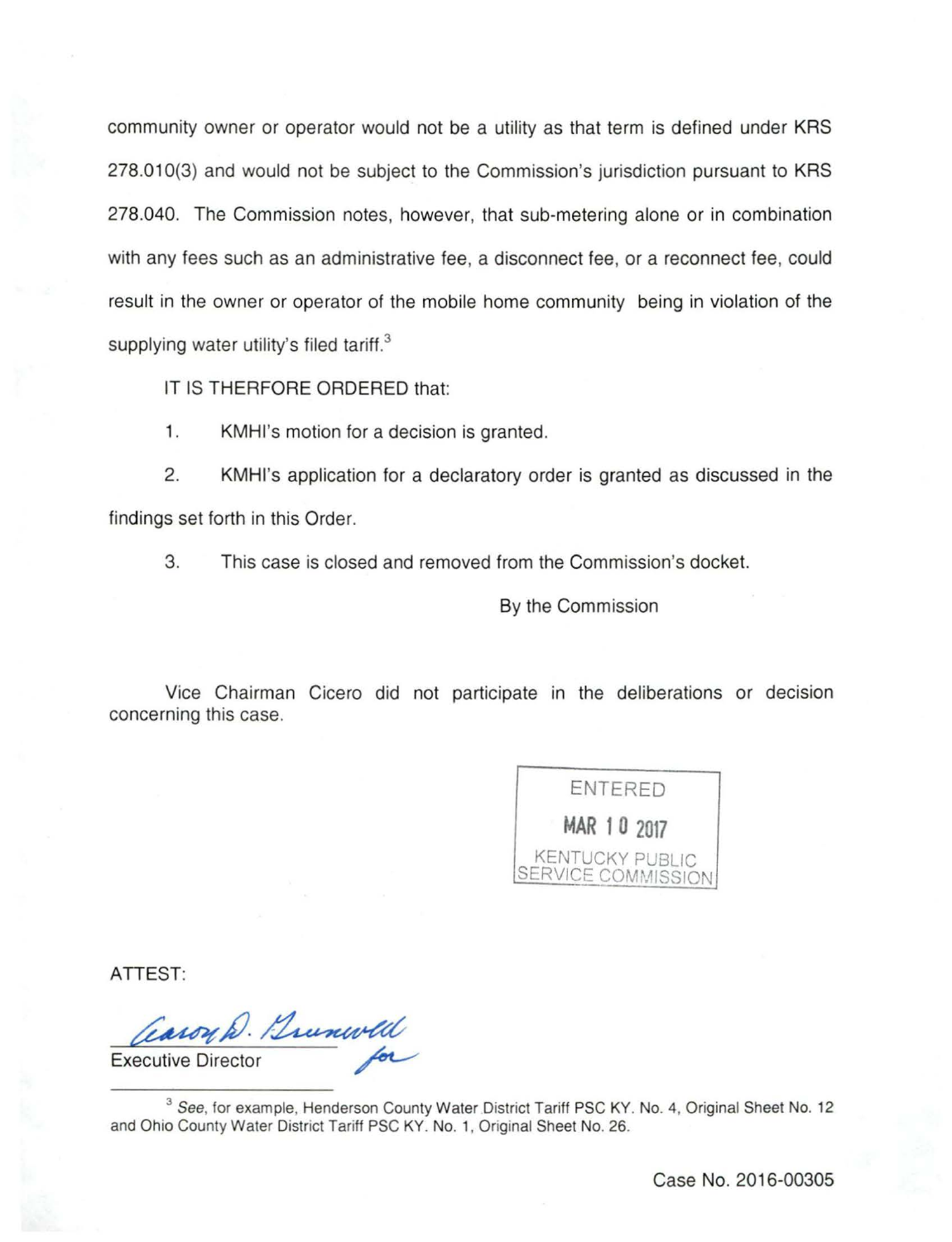community owner or operator would not be a utility as that term is defined under KRS 278.010(3) and would not be subject to the Commission's jurisdiction pursuant to KRS 278.040. The Commission notes, however, that sub-metering alone or in combination with any fees such as an administrative fee, a disconnect fee, or a reconnect fee, could result in the owner or operator of the mobile home community being in violation of the supplying water utility's filed tariff.[3]

IT IS THERFORE ORDERED that:

1. KMHI's motion for a decision is granted.

2. KMHI's application for a declaratory order is granted as discussed in the findings set forth in this Order.

3. This case is closed and removed from the Commission's docket.

By the Commission

Vice Chairman Cicero did not participate in the deliberations or decision concerning this case.

ENTERED
MAR 10 2017
KENTUCKY PUBLIC SERVICE COMMISSION

ATTEST:

Executive Director

[3] *See*, for example, Henderson County Water District Tariff PSC KY. No. 4, Original Sheet No. 12 and Ohio County Water District Tariff PSC KY. No. 1, Original Sheet No. 26.

Case No. 2016-00305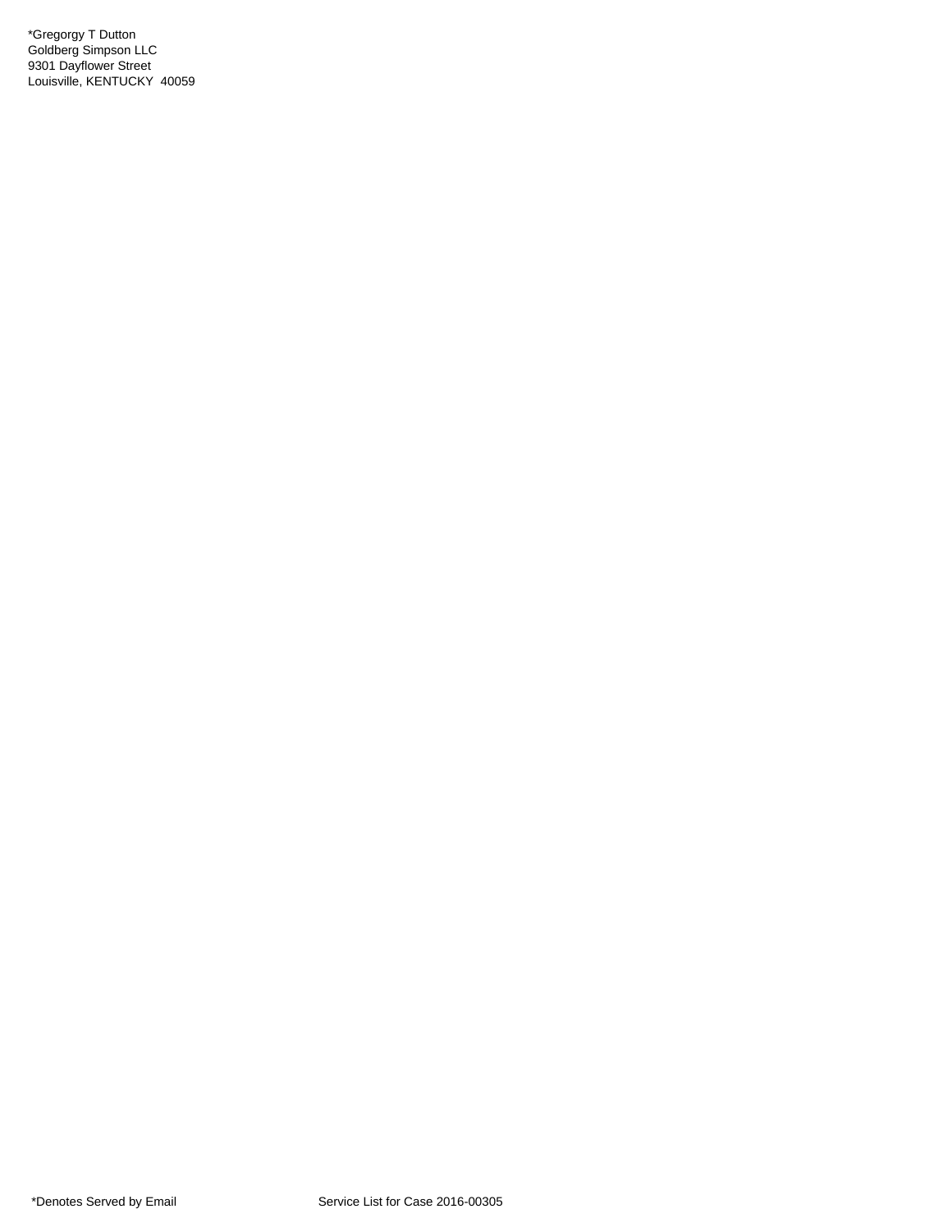*Gregorgy T Dutton
Goldberg Simpson LLC
9301 Dayflower Street
Louisville, KENTUCKY  40059

*Denotes Served by Email

Service List for Case 2016-00305